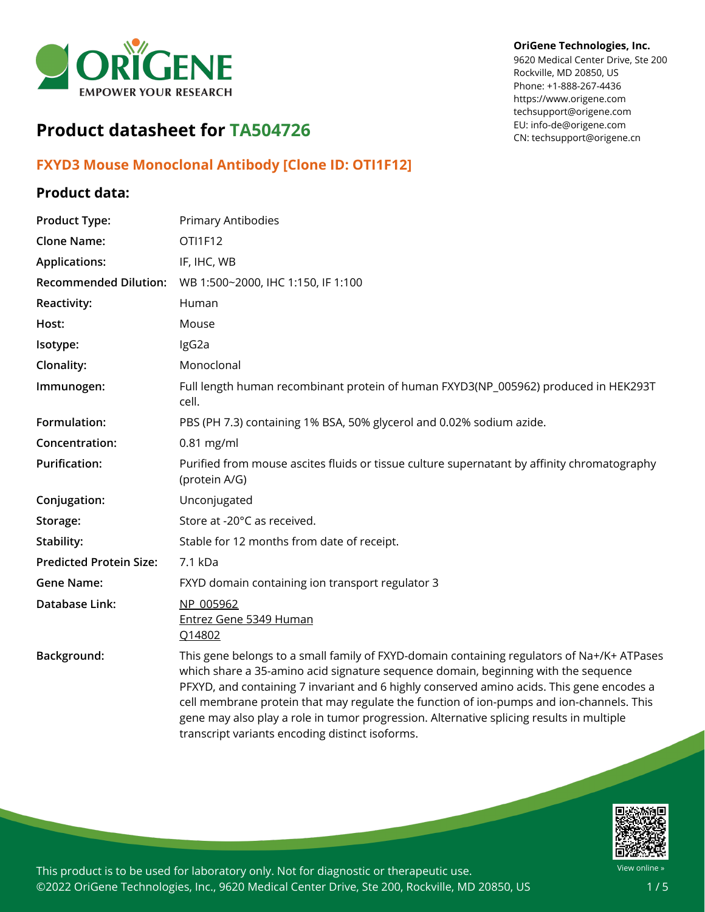# Product datasheet for TA504726

OriGene Technologies, Inc.
9620 Medical Center Drive, Ste 200
Rockville, MD 20850, US
Phone: +1-888-267-4436
https://www.origene.com
techsupport@origene.com
EU: info-de@origene.com
CN: techsupport@origene.cn

## FXYD3 Mouse Monoclonal Antibody [Clone ID: OTI1F12]

### Product data:

| | |
|---|---|
| **Product Type:** | Primary Antibodies |
| **Clone Name:** | OTI1F12 |
| **Applications:** | IF, IHC, WB |
| **Recommended Dilution:** | WB 1:500~2000, IHC 1:150, IF 1:100 |
| **Reactivity:** | Human |
| **Host:** | Mouse |
| **Isotype:** | IgG2a |
| **Clonality:** | Monoclonal |
| **Immunogen:** | Full length human recombinant protein of human FXYD3(NP_005962) produced in HEK293T cell. |
| **Formulation:** | PBS (PH 7.3) containing 1% BSA, 50% glycerol and 0.02% sodium azide. |
| **Concentration:** | 0.81 mg/ml |
| **Purification:** | Purified from mouse ascites fluids or tissue culture supernatant by affinity chromatography (protein A/G) |
| **Conjugation:** | Unconjugated |
| **Storage:** | Store at -20°C as received. |
| **Stability:** | Stable for 12 months from date of receipt. |
| **Predicted Protein Size:** | 7.1 kDa |
| **Gene Name:** | FXYD domain containing ion transport regulator 3 |
| **Database Link:** | NP_005962<br>Entrez Gene 5349 Human<br>Q14802 |
| **Background:** | This gene belongs to a small family of FXYD-domain containing regulators of Na+/K+ ATPases which share a 35-amino acid signature sequence domain, beginning with the sequence PFXYD, and containing 7 invariant and 6 highly conserved amino acids. This gene encodes a cell membrane protein that may regulate the function of ion-pumps and ion-channels. This gene may also play a role in tumor progression. Alternative splicing results in multiple transcript variants encoding distinct isoforms. |

This product is to be used for laboratory only. Not for diagnostic or therapeutic use.
©2022 OriGene Technologies, Inc., 9620 Medical Center Drive, Ste 200, Rockville, MD 20850, US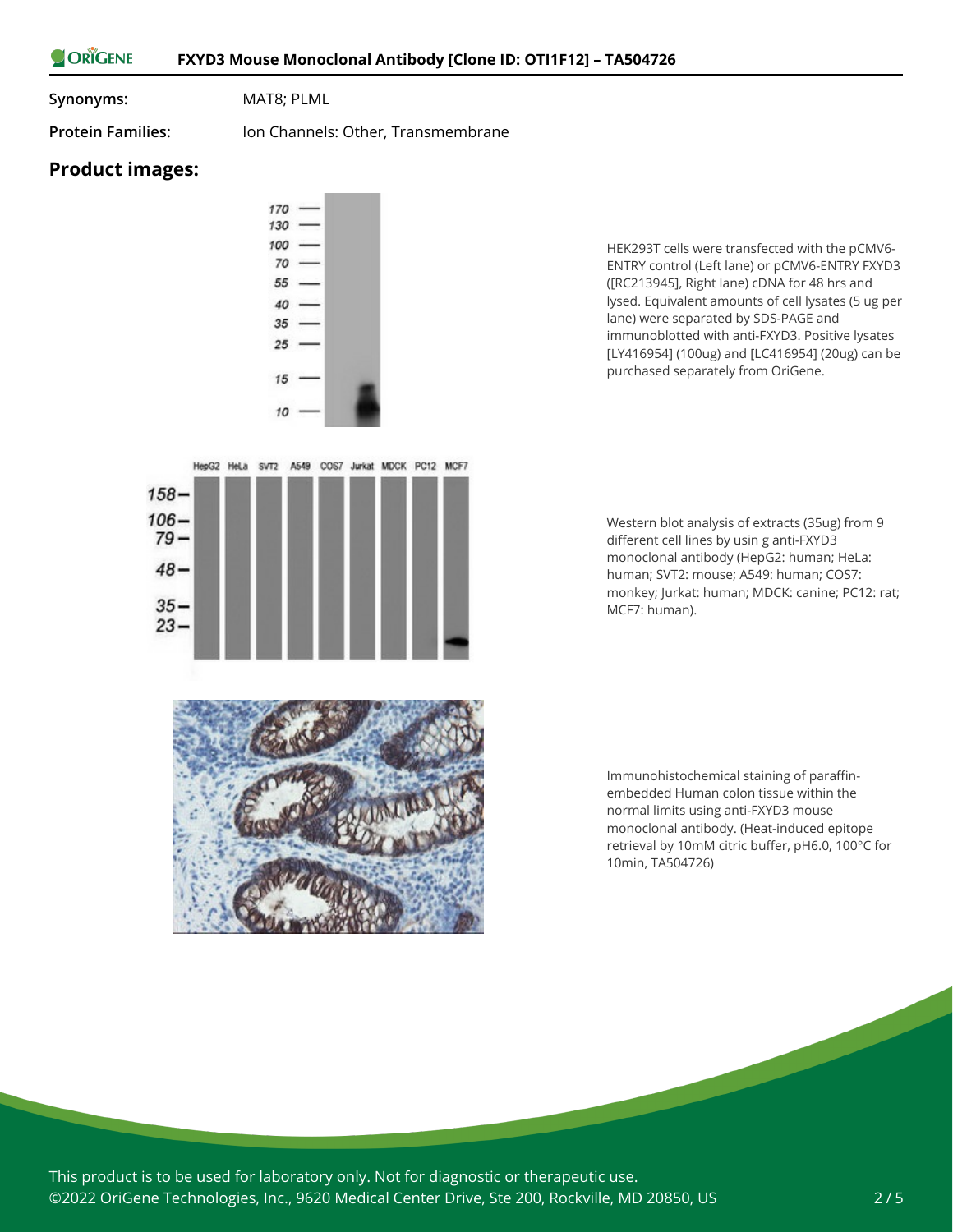**Synonyms:** MAT8; PLML

**Protein Families:** Ion Channels: Other, Transmembrane

## Product images:

HEK293T cells were transfected with the pCMV6-ENTRY control (Left lane) or pCMV6-ENTRY FXYD3 ([RC213945], Right lane) cDNA for 48 hrs and lysed. Equivalent amounts of cell lysates (5 ug per lane) were separated by SDS-PAGE and immunoblotted with anti-FXYD3. Positive lysates [LY416954] (100ug) and [LC416954] (20ug) can be purchased separately from OriGene.

Western blot analysis of extracts (35ug) from 9 different cell lines by usin g anti-FXYD3 monoclonal antibody (HepG2: human; HeLa: human; SVT2: mouse; A549: human; COS7: monkey; Jurkat: human; MDCK: canine; PC12: rat; MCF7: human).

Immunohistochemical staining of paraffin-embedded Human colon tissue within the normal limits using anti-FXYD3 mouse monoclonal antibody. (Heat-induced epitope retrieval by 10mM citric buffer, pH6.0, 100°C for 10min, TA504726)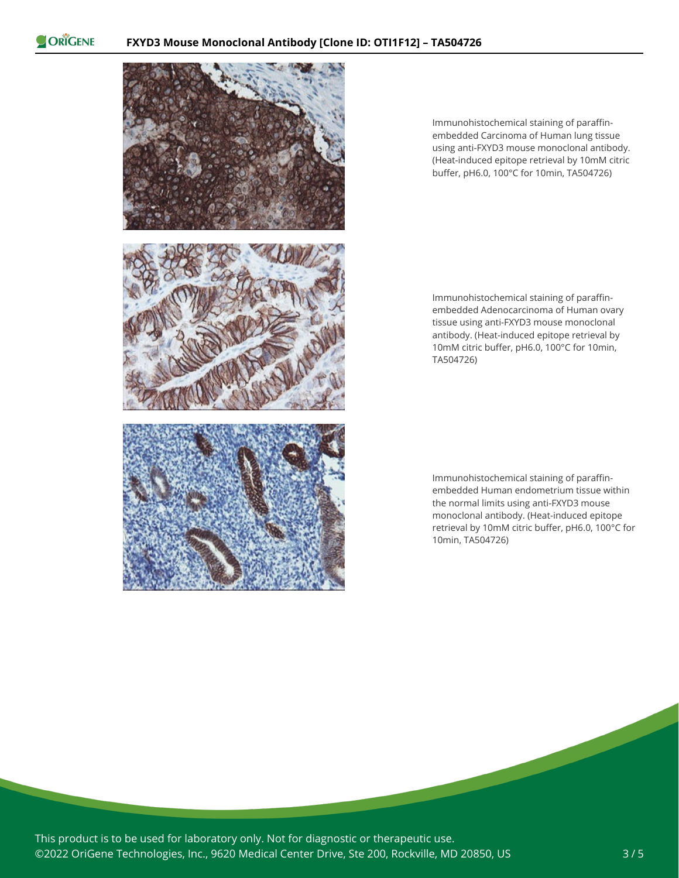Immunohistochemical staining of paraffin-embedded Carcinoma of Human lung tissue using anti-FXYD3 mouse monoclonal antibody. (Heat-induced epitope retrieval by 10mM citric buffer, pH6.0, 100°C for 10min, TA504726)

Immunohistochemical staining of paraffin-embedded Adenocarcinoma of Human ovary tissue using anti-FXYD3 mouse monoclonal antibody. (Heat-induced epitope retrieval by 10mM citric buffer, pH6.0, 100°C for 10min, TA504726)

Immunohistochemical staining of paraffin-embedded Human endometrium tissue within the normal limits using anti-FXYD3 mouse monoclonal antibody. (Heat-induced epitope retrieval by 10mM citric buffer, pH6.0, 100°C for 10min, TA504726)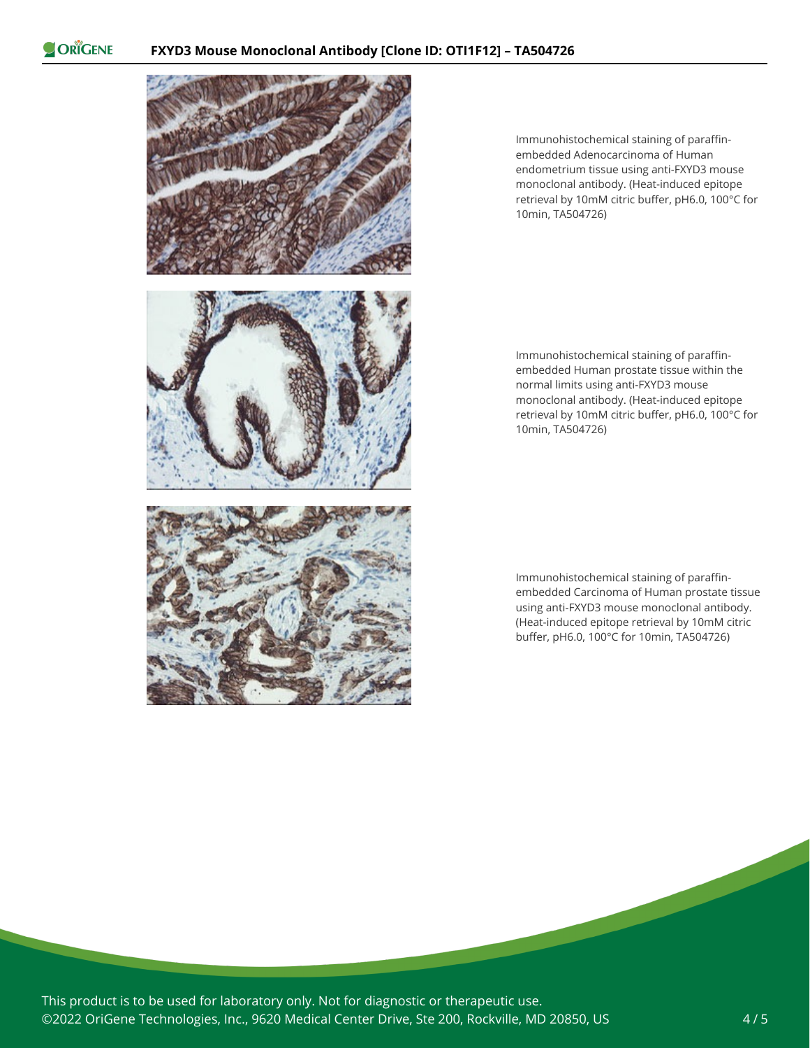Immunohistochemical staining of paraffin-embedded Adenocarcinoma of Human endometrium tissue using anti-FXYD3 mouse monoclonal antibody. (Heat-induced epitope retrieval by 10mM citric buffer, pH6.0, 100°C for 10min, TA504726)

Immunohistochemical staining of paraffin-embedded Human prostate tissue within the normal limits using anti-FXYD3 mouse monoclonal antibody. (Heat-induced epitope retrieval by 10mM citric buffer, pH6.0, 100°C for 10min, TA504726)

Immunohistochemical staining of paraffin-embedded Carcinoma of Human prostate tissue using anti-FXYD3 mouse monoclonal antibody. (Heat-induced epitope retrieval by 10mM citric buffer, pH6.0, 100°C for 10min, TA504726)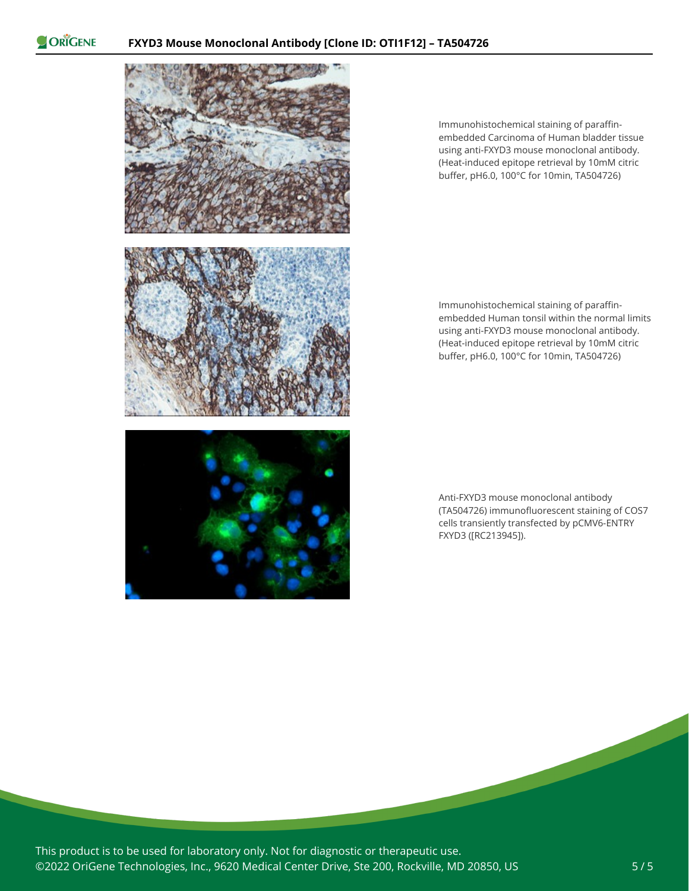Immunohistochemical staining of paraffin-embedded Carcinoma of Human bladder tissue using anti-FXYD3 mouse monoclonal antibody. (Heat-induced epitope retrieval by 10mM citric buffer, pH6.0, 100°C for 10min, TA504726)

Immunohistochemical staining of paraffin-embedded Human tonsil within the normal limits using anti-FXYD3 mouse monoclonal antibody. (Heat-induced epitope retrieval by 10mM citric buffer, pH6.0, 100°C for 10min, TA504726)

Anti-FXYD3 mouse monoclonal antibody (TA504726) immunofluorescent staining of COS7 cells transiently transfected by pCMV6-ENTRY FXYD3 ([RC213945]).